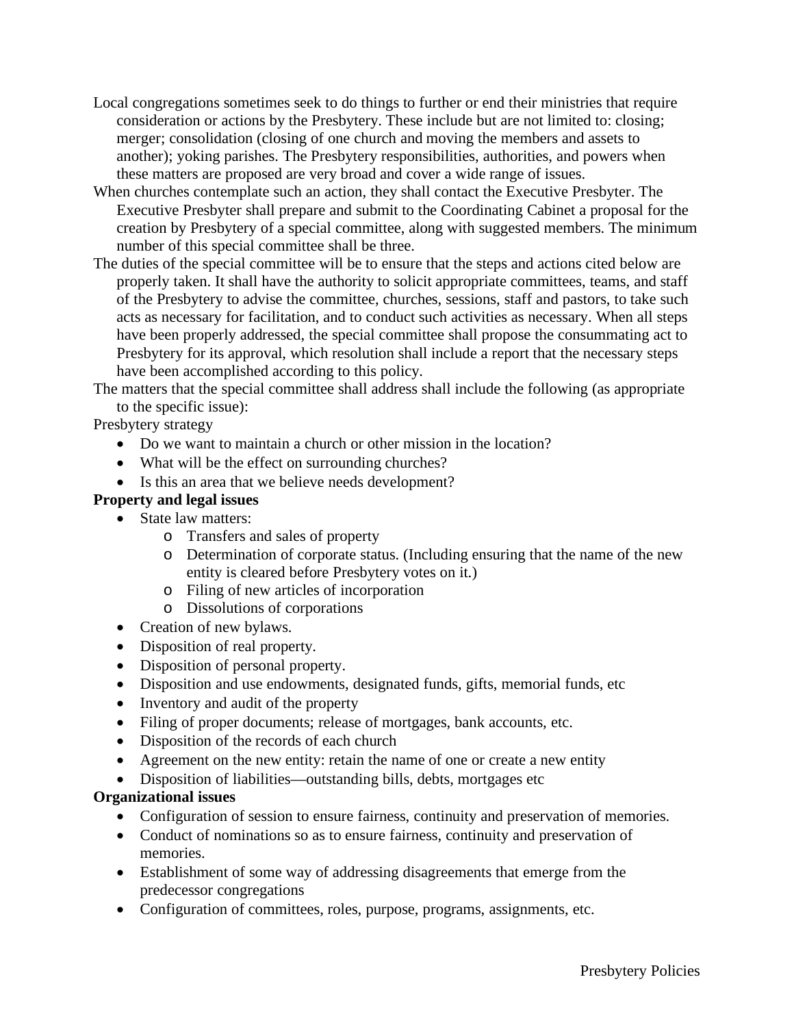Local congregations sometimes seek to do things to further or end their ministries that require consideration or actions by the Presbytery. These include but are not limited to: closing; merger; consolidation (closing of one church and moving the members and assets to another); yoking parishes. The Presbytery responsibilities, authorities, and powers when these matters are proposed are very broad and cover a wide range of issues.

When churches contemplate such an action, they shall contact the Executive Presbyter. The Executive Presbyter shall prepare and submit to the Coordinating Cabinet a proposal for the creation by Presbytery of a special committee, along with suggested members. The minimum number of this special committee shall be three.

The duties of the special committee will be to ensure that the steps and actions cited below are properly taken. It shall have the authority to solicit appropriate committees, teams, and staff of the Presbytery to advise the committee, churches, sessions, staff and pastors, to take such acts as necessary for facilitation, and to conduct such activities as necessary. When all steps have been properly addressed, the special committee shall propose the consummating act to Presbytery for its approval, which resolution shall include a report that the necessary steps have been accomplished according to this policy.

The matters that the special committee shall address shall include the following (as appropriate to the specific issue):

Presbytery strategy

- Do we want to maintain a church or other mission in the location?
- What will be the effect on surrounding churches?
- Is this an area that we believe needs development?

**Property and legal issues**

- State law matters:
  - Transfers and sales of property
  - Determination of corporate status. (Including ensuring that the name of the new entity is cleared before Presbytery votes on it.)
  - Filing of new articles of incorporation
  - Dissolutions of corporations
- Creation of new bylaws.
- Disposition of real property.
- Disposition of personal property.
- Disposition and use endowments, designated funds, gifts, memorial funds, etc
- Inventory and audit of the property
- Filing of proper documents; release of mortgages, bank accounts, etc.
- Disposition of the records of each church
- Agreement on the new entity: retain the name of one or create a new entity
- Disposition of liabilities—outstanding bills, debts, mortgages etc

**Organizational issues**

- Configuration of session to ensure fairness, continuity and preservation of memories.
- Conduct of nominations so as to ensure fairness, continuity and preservation of memories.
- Establishment of some way of addressing disagreements that emerge from the predecessor congregations
- Configuration of committees, roles, purpose, programs, assignments, etc.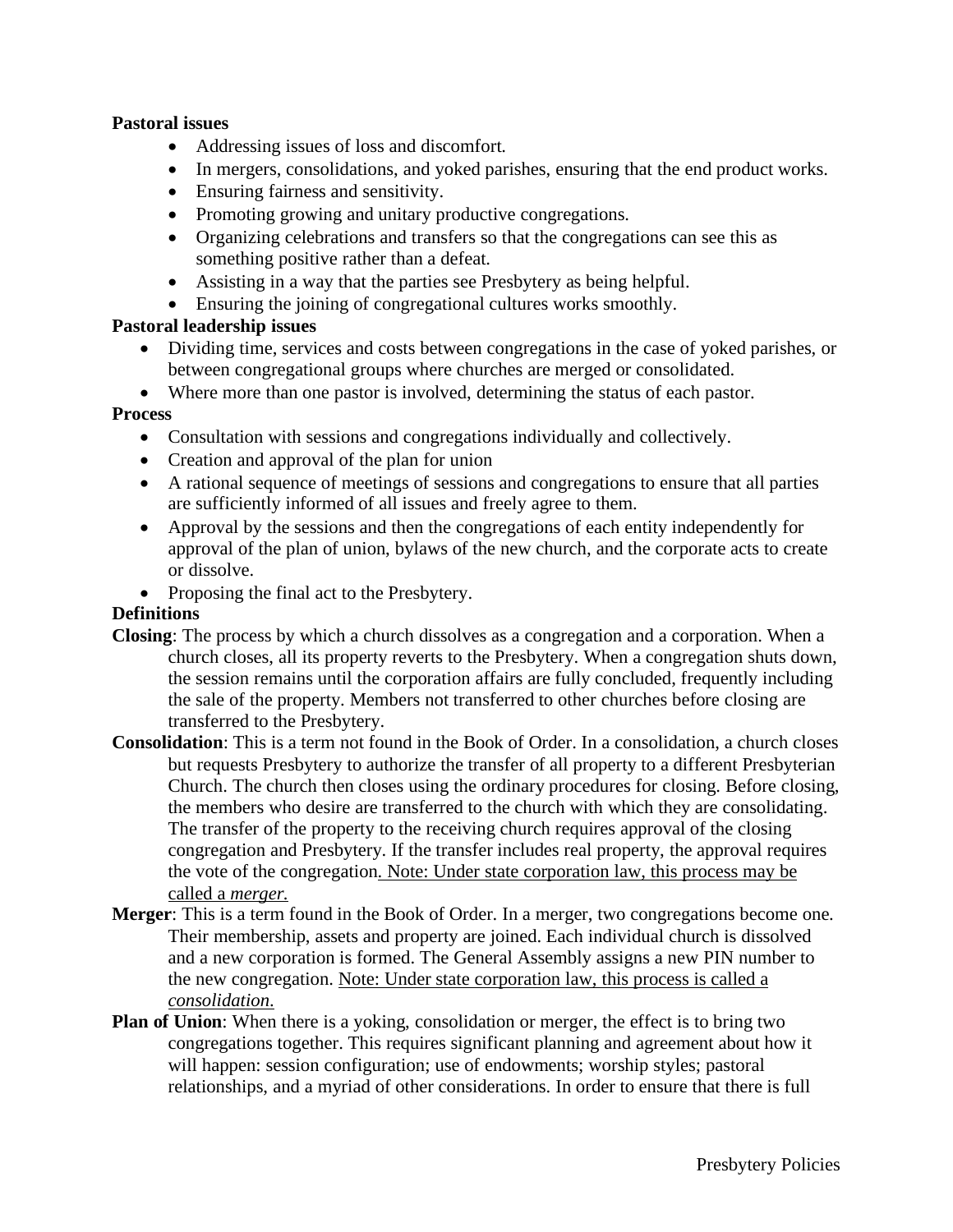**Pastoral issues**

- Addressing issues of loss and discomfort.
- In mergers, consolidations, and yoked parishes, ensuring that the end product works.
- Ensuring fairness and sensitivity.
- Promoting growing and unitary productive congregations.
- Organizing celebrations and transfers so that the congregations can see this as something positive rather than a defeat.
- Assisting in a way that the parties see Presbytery as being helpful.
- Ensuring the joining of congregational cultures works smoothly.

**Pastoral leadership issues**

- Dividing time, services and costs between congregations in the case of yoked parishes, or between congregational groups where churches are merged or consolidated.
- Where more than one pastor is involved, determining the status of each pastor.

**Process**

- Consultation with sessions and congregations individually and collectively.
- Creation and approval of the plan for union
- A rational sequence of meetings of sessions and congregations to ensure that all parties are sufficiently informed of all issues and freely agree to them.
- Approval by the sessions and then the congregations of each entity independently for approval of the plan of union, bylaws of the new church, and the corporate acts to create or dissolve.
- Proposing the final act to the Presbytery.

**Definitions**

**Closing**: The process by which a church dissolves as a congregation and a corporation. When a church closes, all its property reverts to the Presbytery. When a congregation shuts down, the session remains until the corporation affairs are fully concluded, frequently including the sale of the property. Members not transferred to other churches before closing are transferred to the Presbytery.

**Consolidation**: This is a term not found in the Book of Order. In a consolidation, a church closes but requests Presbytery to authorize the transfer of all property to a different Presbyterian Church. The church then closes using the ordinary procedures for closing. Before closing, the members who desire are transferred to the church with which they are consolidating. The transfer of the property to the receiving church requires approval of the closing congregation and Presbytery. If the transfer includes real property, the approval requires the vote of the congregation. <u>Note: Under state corporation law, this process may be called a *merger.*</u>

**Merger**: This is a term found in the Book of Order. In a merger, two congregations become one. Their membership, assets and property are joined. Each individual church is dissolved and a new corporation is formed. The General Assembly assigns a new PIN number to the new congregation. <u>Note: Under state corporation law, this process is called a *consolidation*.</u>

**Plan of Union**: When there is a yoking, consolidation or merger, the effect is to bring two congregations together. This requires significant planning and agreement about how it will happen: session configuration; use of endowments; worship styles; pastoral relationships, and a myriad of other considerations. In order to ensure that there is full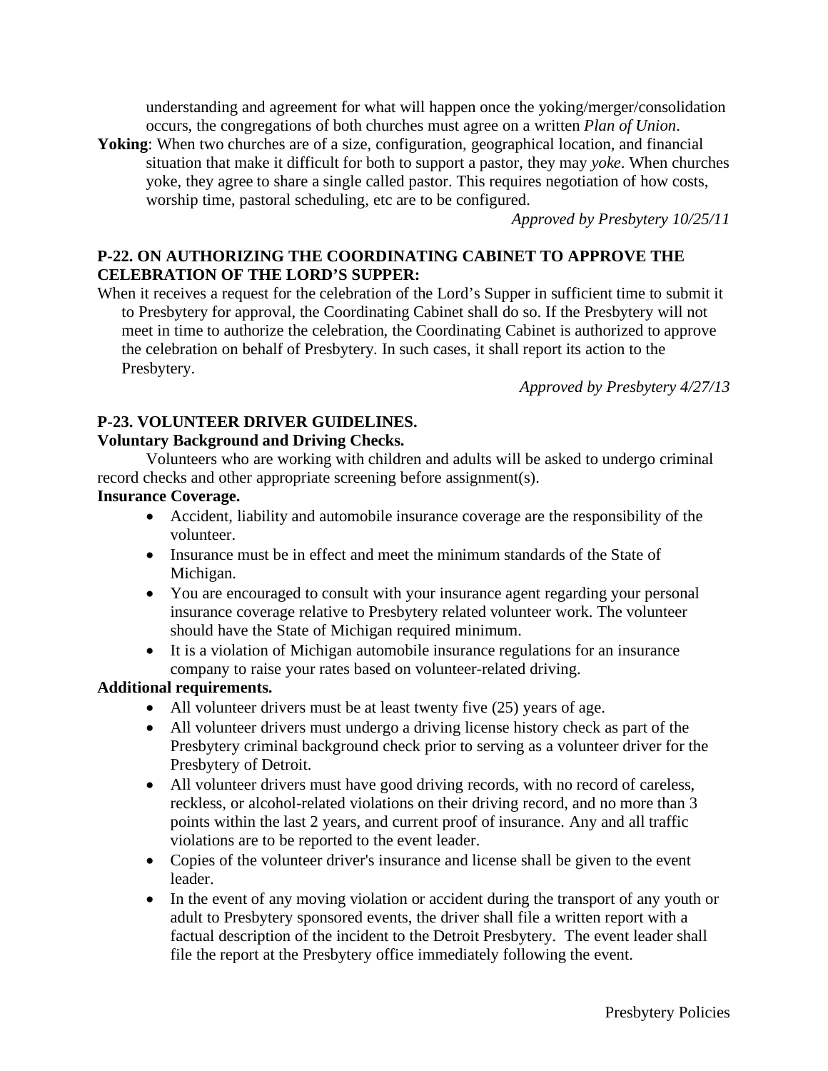understanding and agreement for what will happen once the yoking/merger/consolidation occurs, the congregations of both churches must agree on a written *Plan of Union*.

**Yoking**: When two churches are of a size, configuration, geographical location, and financial situation that make it difficult for both to support a pastor, they may *yoke*. When churches yoke, they agree to share a single called pastor. This requires negotiation of how costs, worship time, pastoral scheduling, etc are to be configured.

*Approved by Presbytery 10/25/11*

**P-22. ON AUTHORIZING THE COORDINATING CABINET TO APPROVE THE CELEBRATION OF THE LORD'S SUPPER:**

When it receives a request for the celebration of the Lord's Supper in sufficient time to submit it to Presbytery for approval, the Coordinating Cabinet shall do so. If the Presbytery will not meet in time to authorize the celebration, the Coordinating Cabinet is authorized to approve the celebration on behalf of Presbytery. In such cases, it shall report its action to the Presbytery.

*Approved by Presbytery 4/27/13*

**P-23. VOLUNTEER DRIVER GUIDELINES.**

**Voluntary Background and Driving Checks.**

Volunteers who are working with children and adults will be asked to undergo criminal record checks and other appropriate screening before assignment(s).

**Insurance Coverage.**

- Accident, liability and automobile insurance coverage are the responsibility of the volunteer.
- Insurance must be in effect and meet the minimum standards of the State of Michigan.
- You are encouraged to consult with your insurance agent regarding your personal insurance coverage relative to Presbytery related volunteer work. The volunteer should have the State of Michigan required minimum.
- It is a violation of Michigan automobile insurance regulations for an insurance company to raise your rates based on volunteer-related driving.

**Additional requirements.**

- All volunteer drivers must be at least twenty five (25) years of age.
- All volunteer drivers must undergo a driving license history check as part of the Presbytery criminal background check prior to serving as a volunteer driver for the Presbytery of Detroit.
- All volunteer drivers must have good driving records, with no record of careless, reckless, or alcohol-related violations on their driving record, and no more than 3 points within the last 2 years, and current proof of insurance. Any and all traffic violations are to be reported to the event leader.
- Copies of the volunteer driver's insurance and license shall be given to the event leader.
- In the event of any moving violation or accident during the transport of any youth or adult to Presbytery sponsored events, the driver shall file a written report with a factual description of the incident to the Detroit Presbytery. The event leader shall file the report at the Presbytery office immediately following the event.